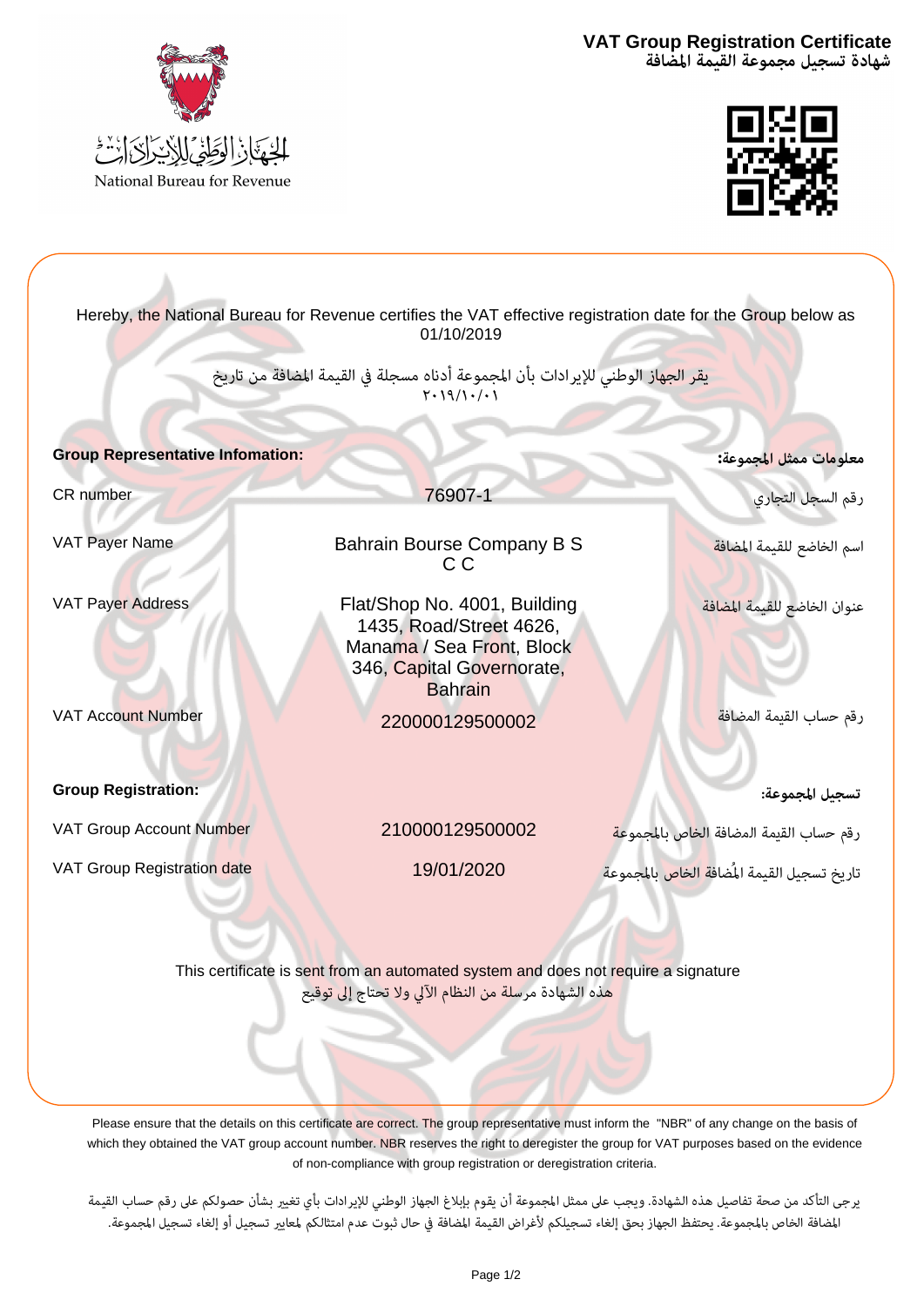الجهاز الوطني للإيرادات

National Bureau for Revenue

# VAT Group Registration Certificate
# شهادة تسجيل مجموعة القيمة المضافة

Hereby, the National Bureau for Revenue certifies the VAT effective registration date for the Group below as 01/10/2019

يقر الجهاز الوطني للإيرادات بأن المجموعة أدناه مسجلة في القيمة المضافة من تاريخ ٢٠١٩/١٠/٠١

| **Group Representative Infomation:** | | **معلومات ممثل المجموعة:** |
|---|---|---|
| CR number | 76907-1 | رقم السجل التجاري |
| VAT Payer Name | Bahrain Bourse Company B S C C | اسم الخاضع للقيمة المضافة |
| VAT Payer Address | Flat/Shop No. 4001, Building 1435, Road/Street 4626, Manama / Sea Front, Block 346, Capital Governorate, Bahrain | عنوان الخاضع للقيمة المضافة |
| VAT Account Number | 220000129500002 | رقم حساب القيمة المضافة |

| **Group Registration:** | | **تسجيل المجموعة:** |
|---|---|---|
| VAT Group Account Number | 210000129500002 | رقم حساب القيمة المضافة الخاص بالمجموعة |
| VAT Group Registration date | 19/01/2020 | تاريخ تسجيل القيمة المُضافة الخاص بالمجموعة |

This certificate is sent from an automated system and does not require a signature

هذه الشهادة مرسلة من النظام الآلي ولا تحتاج إلى توقيع

Please ensure that the details on this certificate are correct. The group representative must inform the "NBR" of any change on the basis of which they obtained the VAT group account number. NBR reserves the right to deregister the group for VAT purposes based on the evidence of non-compliance with group registration or deregistration criteria.

يرجى التأكد من صحة تفاصيل هذه الشهادة. ويجب على ممثل المجموعة أن يقوم بإبلاغ الجهاز الوطني للإيرادات بأي تغيير بشأن حصولكم على رقم حساب القيمة المضافة الخاص بالمجموعة. يحتفظ الجهاز بحق إلغاء تسجيلكم لأغراض القيمة المضافة في حال ثبوت عدم امتثالكم لمعايير تسجيل أو إلغاء تسجيل المجموعة.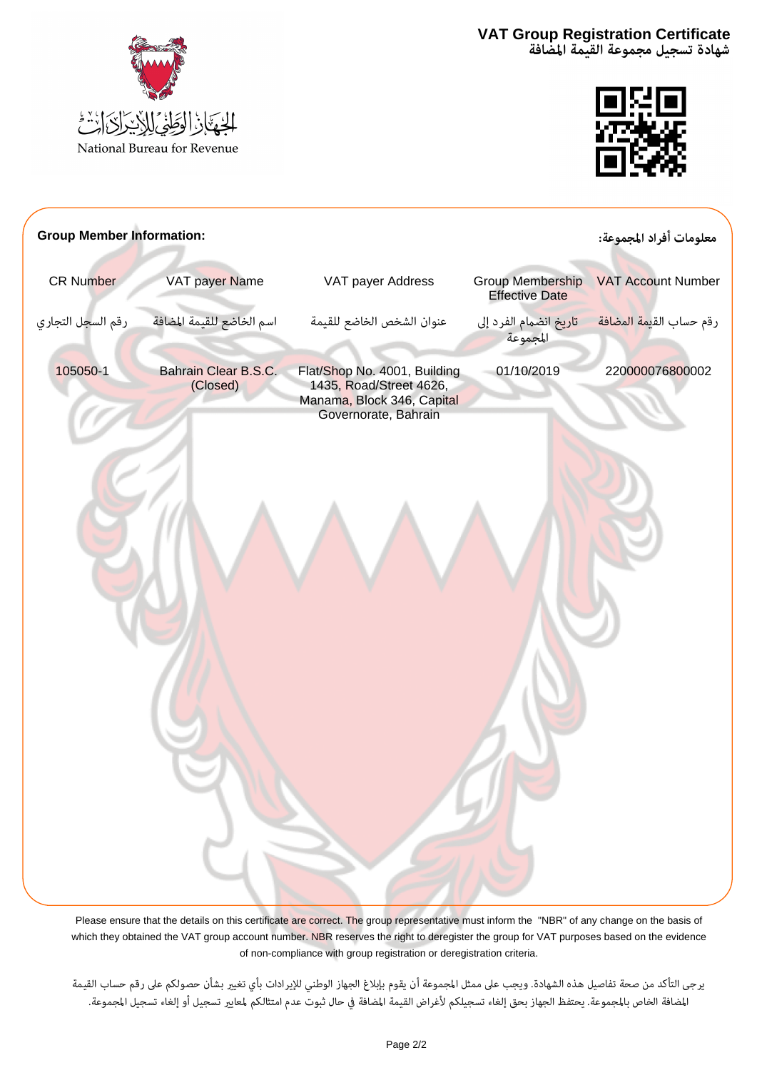الجهاز الوطني للإيرادات
National Bureau for Revenue

# VAT Group Registration Certificate
# شهادة تسجيل مجموعة القيمة المضافة

**Group Member Information:** | **معلومات أفراد المجموعة:**

| CR Number رقم السجل التجاري | VAT payer Name اسم الخاضع للقيمة المضافة | VAT payer Address عنوان الشخص الخاضع للقيمة | Group Membership Effective Date تاريخ انضمام الفرد إلى المجموعة | VAT Account Number رقم حساب القيمة المضافة |
|---|---|---|---|---|
| 105050-1 | Bahrain Clear B.S.C. (Closed) | Flat/Shop No. 4001, Building 1435, Road/Street 4626, Manama, Block 346, Capital Governorate, Bahrain | 01/10/2019 | 220000076800002 |

Please ensure that the details on this certificate are correct. The group representative must inform the "NBR" of any change on the basis of which they obtained the VAT group account number. NBR reserves the right to deregister the group for VAT purposes based on the evidence of non-compliance with group registration or deregistration criteria.

يرجى التأكد من صحة تفاصيل هذه الشهادة. ويجب على ممثل المجموعة أن يقوم بإبلاغ الجهاز الوطني للإيرادات بأي تغيير بشأن حصولكم على رقم حساب القيمة المضافة الخاص بالمجموعة. يحتفظ الجهاز بحق إلغاء تسجيلكم لأغراض القيمة المضافة في حال ثبوت عدم امتثالكم لمعايير تسجيل أو إلغاء تسجيل المجموعة.